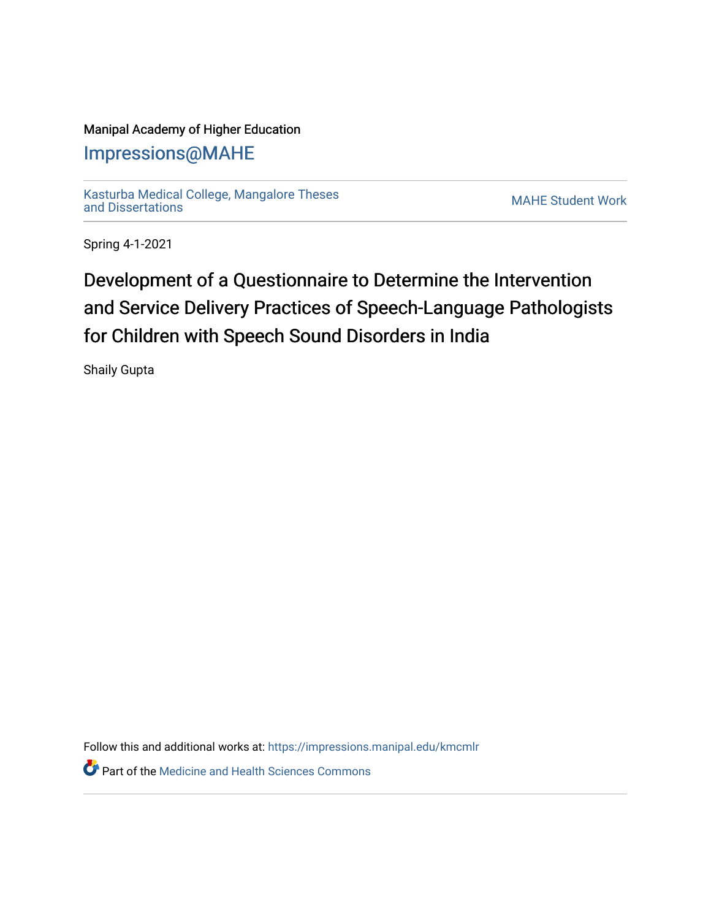Manipal Academy of Higher Education

Impressions@MAHE

Kasturba Medical College, Mangalore Theses and Dissertations

MAHE Student Work

Spring 4-1-2021

# Development of a Questionnaire to Determine the Intervention and Service Delivery Practices of Speech-Language Pathologists for Children with Speech Sound Disorders in India

Shaily Gupta

Follow this and additional works at: https://impressions.manipal.edu/kmcmlr

Part of the Medicine and Health Sciences Commons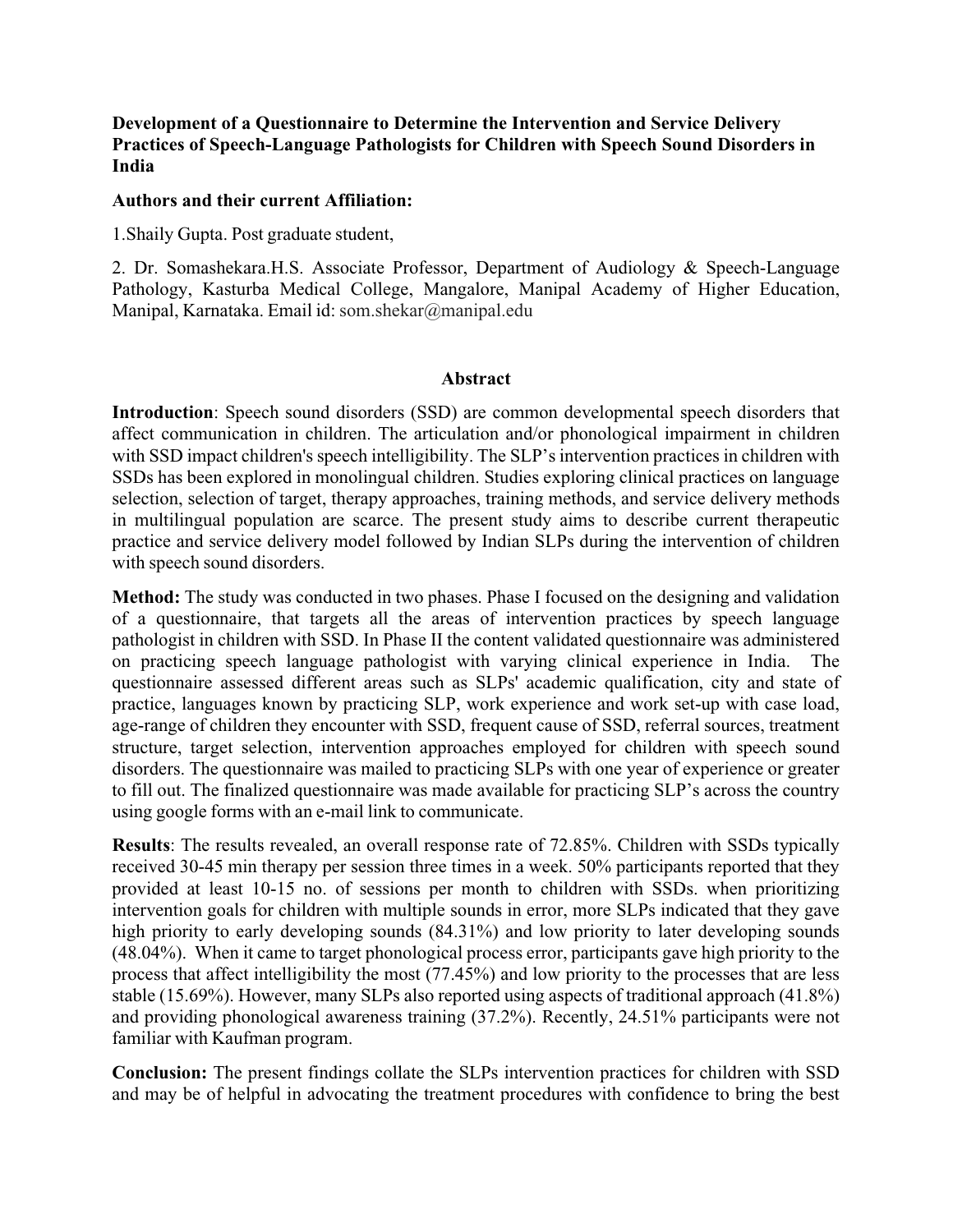**Development of a Questionnaire to Determine the Intervention and Service Delivery Practices of Speech-Language Pathologists for Children with Speech Sound Disorders in India**

**Authors and their current Affiliation:**

1.Shaily Gupta. Post graduate student,

2. Dr. Somashekara.H.S. Associate Professor, Department of Audiology & Speech-Language Pathology, Kasturba Medical College, Mangalore, Manipal Academy of Higher Education, Manipal, Karnataka. Email id: som.shekar@manipal.edu

## Abstract

**Introduction**: Speech sound disorders (SSD) are common developmental speech disorders that affect communication in children. The articulation and/or phonological impairment in children with SSD impact children's speech intelligibility. The SLP's intervention practices in children with SSDs has been explored in monolingual children. Studies exploring clinical practices on language selection, selection of target, therapy approaches, training methods, and service delivery methods in multilingual population are scarce. The present study aims to describe current therapeutic practice and service delivery model followed by Indian SLPs during the intervention of children with speech sound disorders.

**Method:** The study was conducted in two phases. Phase I focused on the designing and validation of a questionnaire, that targets all the areas of intervention practices by speech language pathologist in children with SSD. In Phase II the content validated questionnaire was administered on practicing speech language pathologist with varying clinical experience in India. The questionnaire assessed different areas such as SLPs' academic qualification, city and state of practice, languages known by practicing SLP, work experience and work set-up with case load, age-range of children they encounter with SSD, frequent cause of SSD, referral sources, treatment structure, target selection, intervention approaches employed for children with speech sound disorders. The questionnaire was mailed to practicing SLPs with one year of experience or greater to fill out. The finalized questionnaire was made available for practicing SLP's across the country using google forms with an e-mail link to communicate.

**Results**: The results revealed, an overall response rate of 72.85%. Children with SSDs typically received 30-45 min therapy per session three times in a week. 50% participants reported that they provided at least 10-15 no. of sessions per month to children with SSDs. when prioritizing intervention goals for children with multiple sounds in error, more SLPs indicated that they gave high priority to early developing sounds (84.31%) and low priority to later developing sounds (48.04%). When it came to target phonological process error, participants gave high priority to the process that affect intelligibility the most (77.45%) and low priority to the processes that are less stable (15.69%). However, many SLPs also reported using aspects of traditional approach (41.8%) and providing phonological awareness training (37.2%). Recently, 24.51% participants were not familiar with Kaufman program.

**Conclusion:** The present findings collate the SLPs intervention practices for children with SSD and may be of helpful in advocating the treatment procedures with confidence to bring the best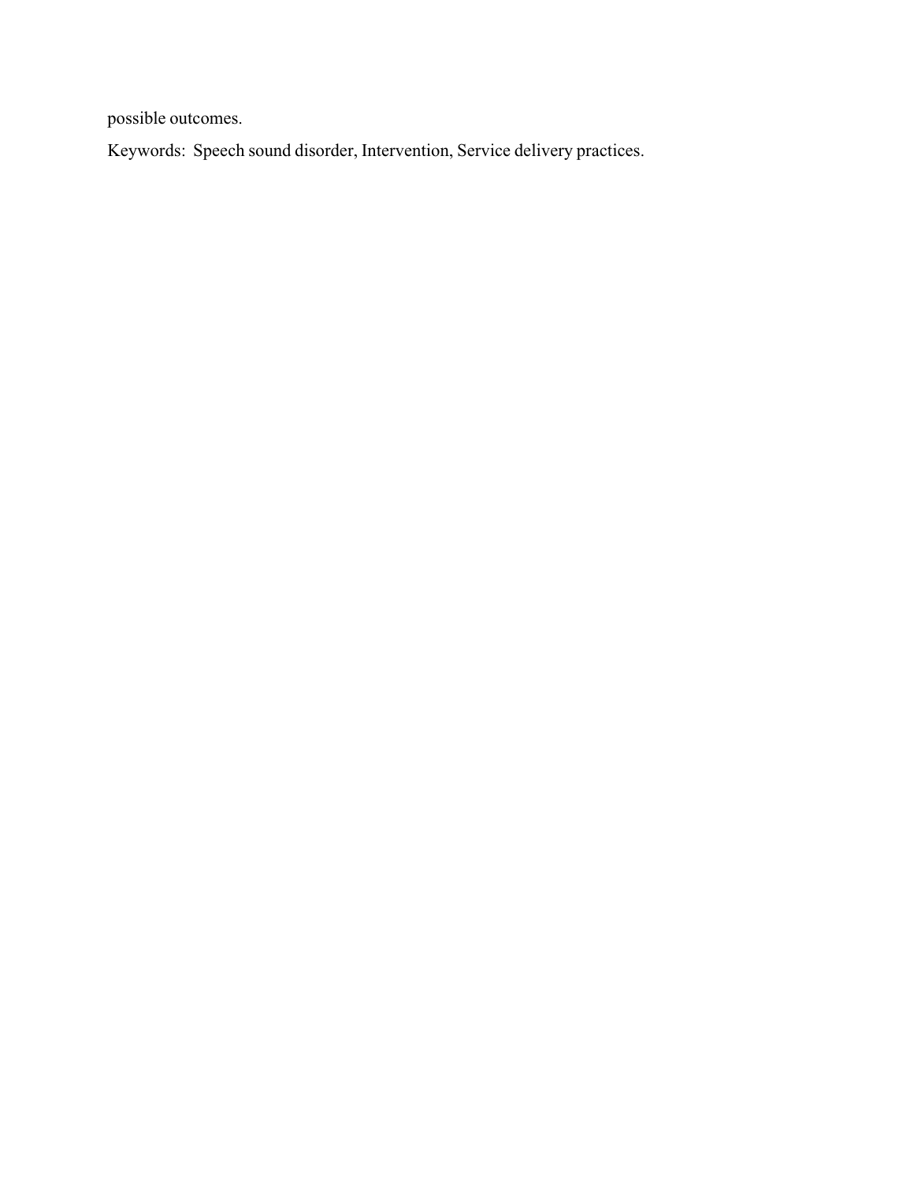possible outcomes.

Keywords: Speech sound disorder, Intervention, Service delivery practices.